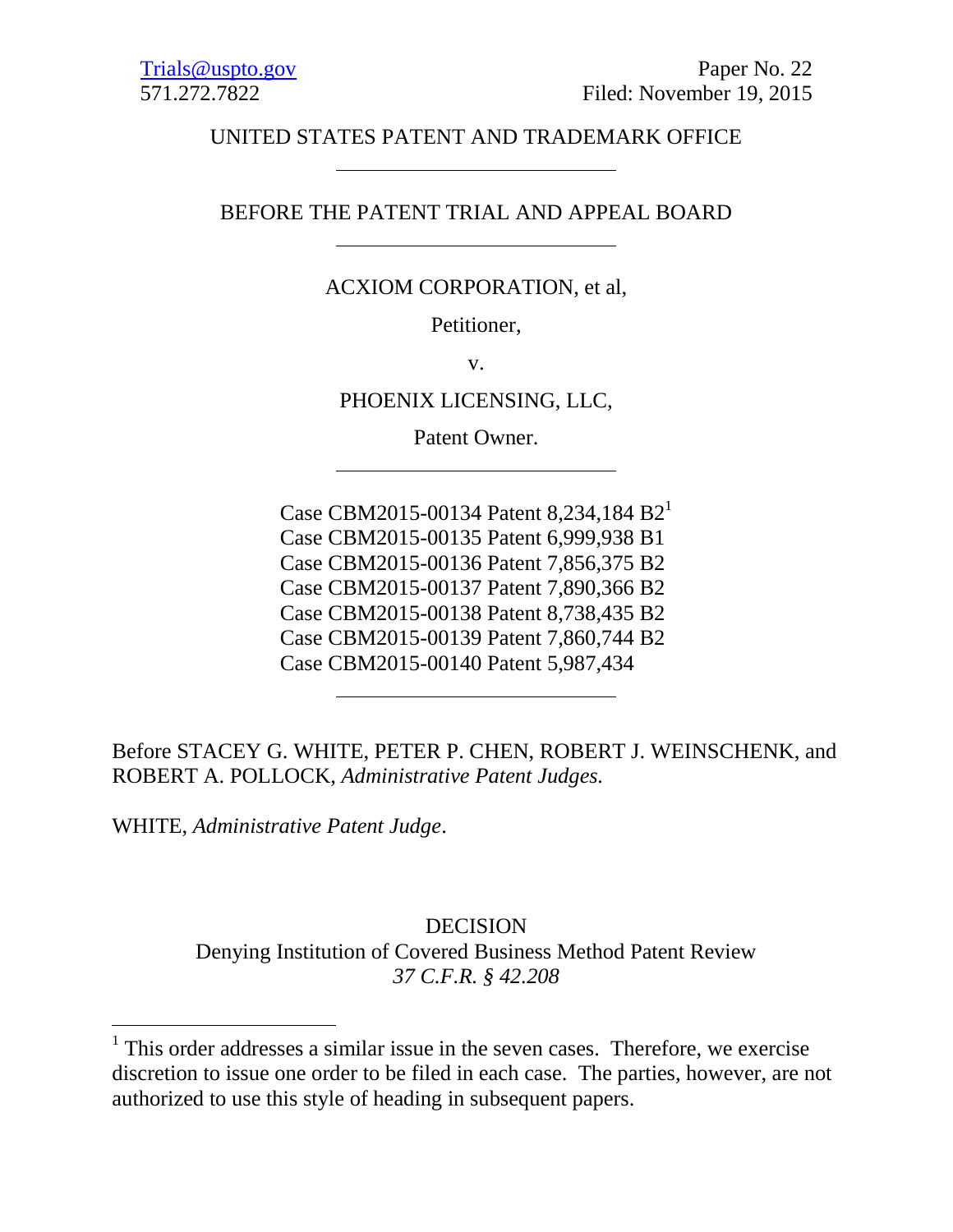Trials@uspto.gov Paper No. 22
571.272.7822 Filed: November 19, 2015

UNITED STATES PATENT AND TRADEMARK OFFICE

---

BEFORE THE PATENT TRIAL AND APPEAL BOARD

---

ACXIOM CORPORATION, et al,

Petitioner,

v.

PHOENIX LICENSING, LLC,

Patent Owner.

---

Case CBM2015-00134 Patent 8,234,184 B2[1]
Case CBM2015-00135 Patent 6,999,938 B1
Case CBM2015-00136 Patent 7,856,375 B2
Case CBM2015-00137 Patent 7,890,366 B2
Case CBM2015-00138 Patent 8,738,435 B2
Case CBM2015-00139 Patent 7,860,744 B2
Case CBM2015-00140 Patent 5,987,434

---

Before STACEY G. WHITE, PETER P. CHEN, ROBERT J. WEINSCHENK, and ROBERT A. POLLOCK, *Administrative Patent Judges.*

WHITE, *Administrative Patent Judge*.

DECISION
Denying Institution of Covered Business Method Patent Review
*37 C.F.R. § 42.208*

---

[1] This order addresses a similar issue in the seven cases. Therefore, we exercise discretion to issue one order to be filed in each case. The parties, however, are not authorized to use this style of heading in subsequent papers.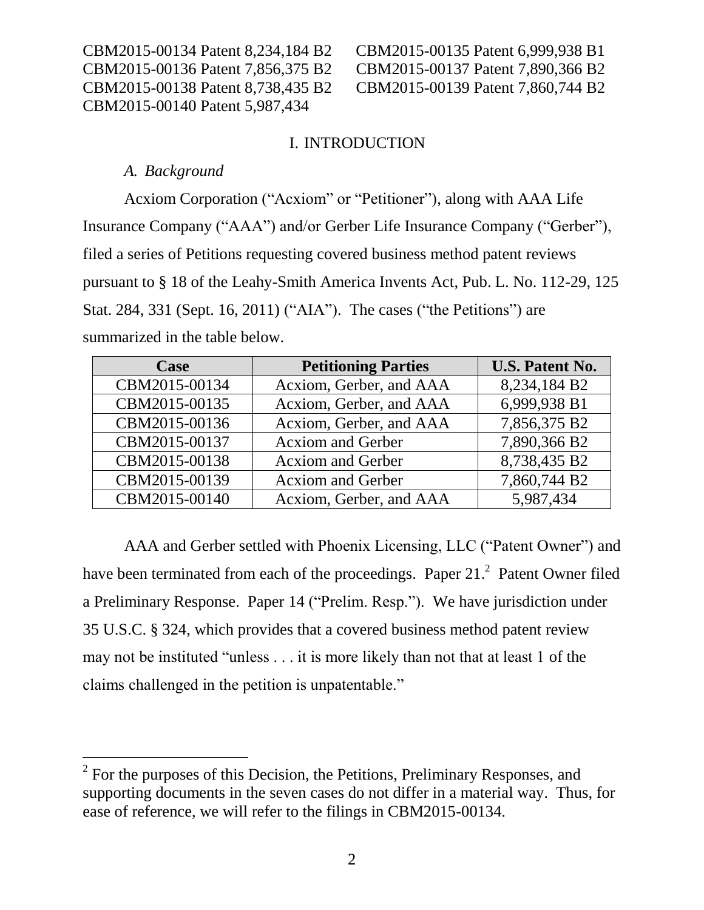## I. INTRODUCTION

### *A. Background*

Acxiom Corporation ("Acxiom" or "Petitioner"), along with AAA Life Insurance Company ("AAA") and/or Gerber Life Insurance Company ("Gerber"), filed a series of Petitions requesting covered business method patent reviews pursuant to § 18 of the Leahy-Smith America Invents Act, Pub. L. No. 112-29, 125 Stat. 284, 331 (Sept. 16, 2011) ("AIA"). The cases ("the Petitions") are summarized in the table below.

| Case | Petitioning Parties | U.S. Patent No. |
|---|---|---|
| CBM2015-00134 | Acxiom, Gerber, and AAA | 8,234,184 B2 |
| CBM2015-00135 | Acxiom, Gerber, and AAA | 6,999,938 B1 |
| CBM2015-00136 | Acxiom, Gerber, and AAA | 7,856,375 B2 |
| CBM2015-00137 | Acxiom and Gerber | 7,890,366 B2 |
| CBM2015-00138 | Acxiom and Gerber | 8,738,435 B2 |
| CBM2015-00139 | Acxiom and Gerber | 7,860,744 B2 |
| CBM2015-00140 | Acxiom, Gerber, and AAA | 5,987,434 |

AAA and Gerber settled with Phoenix Licensing, LLC ("Patent Owner") and have been terminated from each of the proceedings. Paper 21.[2] Patent Owner filed a Preliminary Response. Paper 14 ("Prelim. Resp."). We have jurisdiction under 35 U.S.C. § 324, which provides that a covered business method patent review may not be instituted "unless . . . it is more likely than not that at least 1 of the claims challenged in the petition is unpatentable."

[2] For the purposes of this Decision, the Petitions, Preliminary Responses, and supporting documents in the seven cases do not differ in a material way. Thus, for ease of reference, we will refer to the filings in CBM2015-00134.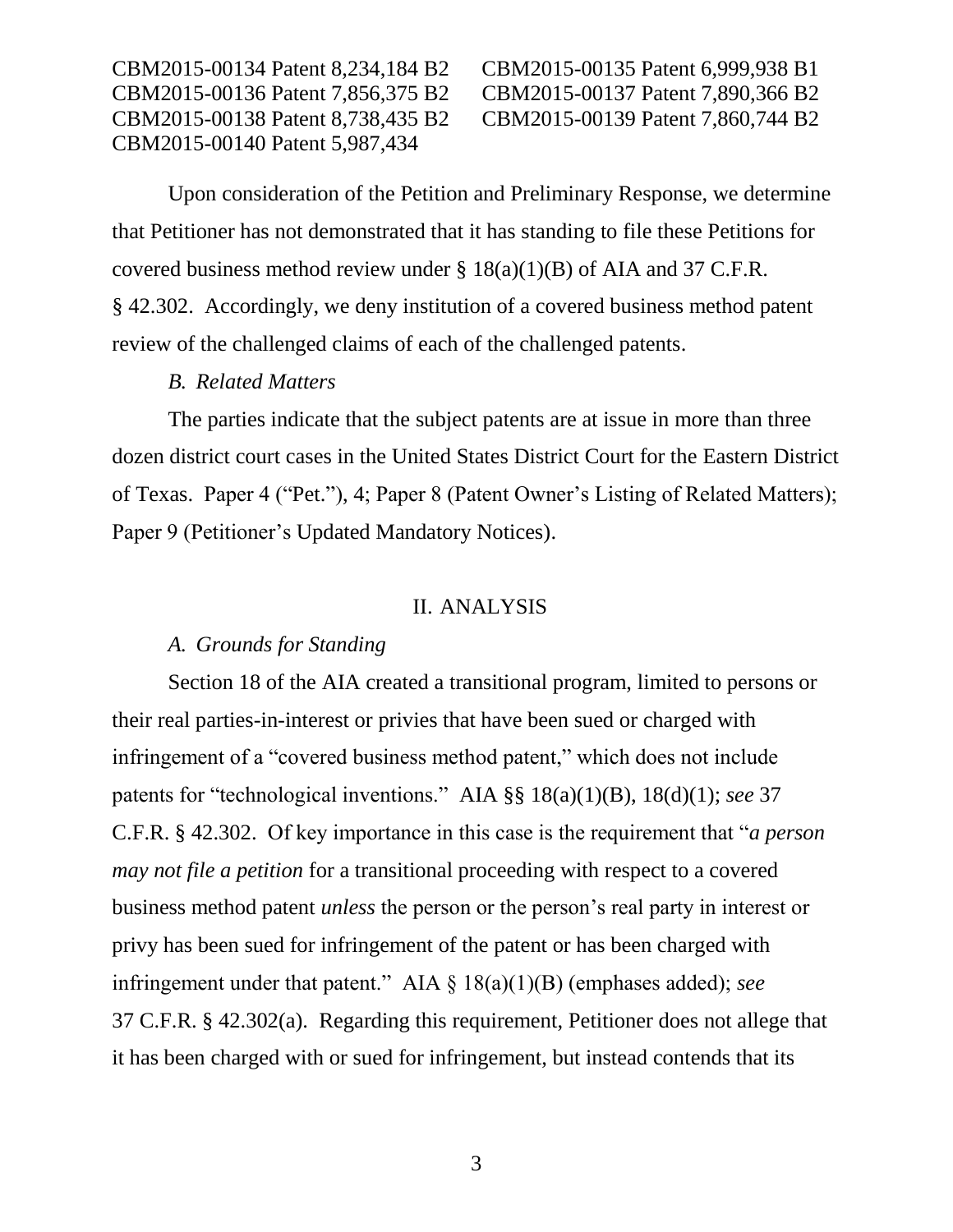Upon consideration of the Petition and Preliminary Response, we determine that Petitioner has not demonstrated that it has standing to file these Petitions for covered business method review under § 18(a)(1)(B) of AIA and 37 C.F.R. § 42.302. Accordingly, we deny institution of a covered business method patent review of the challenged claims of each of the challenged patents.

### *B. Related Matters*

The parties indicate that the subject patents are at issue in more than three dozen district court cases in the United States District Court for the Eastern District of Texas. Paper 4 ("Pet."), 4; Paper 8 (Patent Owner's Listing of Related Matters); Paper 9 (Petitioner's Updated Mandatory Notices).

## II. ANALYSIS

### *A. Grounds for Standing*

Section 18 of the AIA created a transitional program, limited to persons or their real parties-in-interest or privies that have been sued or charged with infringement of a "covered business method patent," which does not include patents for "technological inventions." AIA §§ 18(a)(1)(B), 18(d)(1); *see* 37 C.F.R. § 42.302. Of key importance in this case is the requirement that "*a person may not file a petition* for a transitional proceeding with respect to a covered business method patent *unless* the person or the person's real party in interest or privy has been sued for infringement of the patent or has been charged with infringement under that patent." AIA § 18(a)(1)(B) (emphases added); *see* 37 C.F.R. § 42.302(a). Regarding this requirement, Petitioner does not allege that it has been charged with or sued for infringement, but instead contends that its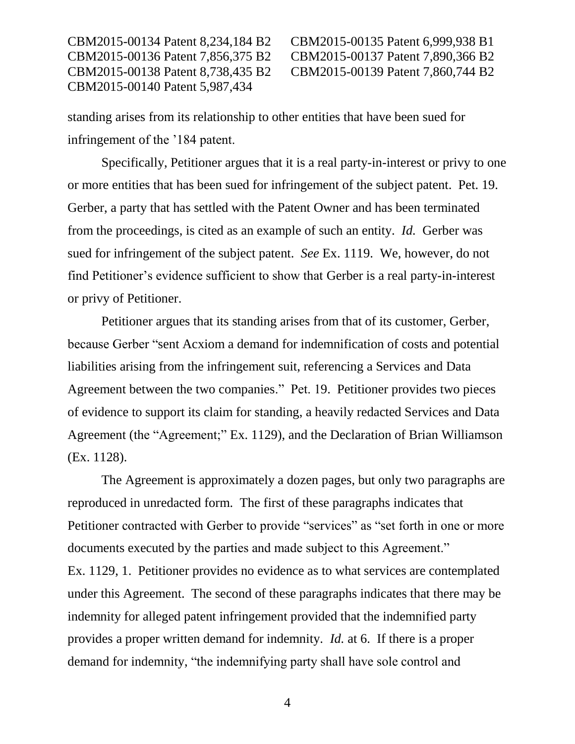standing arises from its relationship to other entities that have been sued for infringement of the '184 patent.

Specifically, Petitioner argues that it is a real party-in-interest or privy to one or more entities that has been sued for infringement of the subject patent. Pet. 19. Gerber, a party that has settled with the Patent Owner and has been terminated from the proceedings, is cited as an example of such an entity. *Id.* Gerber was sued for infringement of the subject patent. *See* Ex. 1119. We, however, do not find Petitioner's evidence sufficient to show that Gerber is a real party-in-interest or privy of Petitioner.

Petitioner argues that its standing arises from that of its customer, Gerber, because Gerber "sent Acxiom a demand for indemnification of costs and potential liabilities arising from the infringement suit, referencing a Services and Data Agreement between the two companies." Pet. 19. Petitioner provides two pieces of evidence to support its claim for standing, a heavily redacted Services and Data Agreement (the "Agreement;" Ex. 1129), and the Declaration of Brian Williamson (Ex. 1128).

The Agreement is approximately a dozen pages, but only two paragraphs are reproduced in unredacted form. The first of these paragraphs indicates that Petitioner contracted with Gerber to provide "services" as "set forth in one or more documents executed by the parties and made subject to this Agreement." Ex. 1129, 1. Petitioner provides no evidence as to what services are contemplated under this Agreement. The second of these paragraphs indicates that there may be indemnity for alleged patent infringement provided that the indemnified party provides a proper written demand for indemnity. *Id.* at 6. If there is a proper demand for indemnity, "the indemnifying party shall have sole control and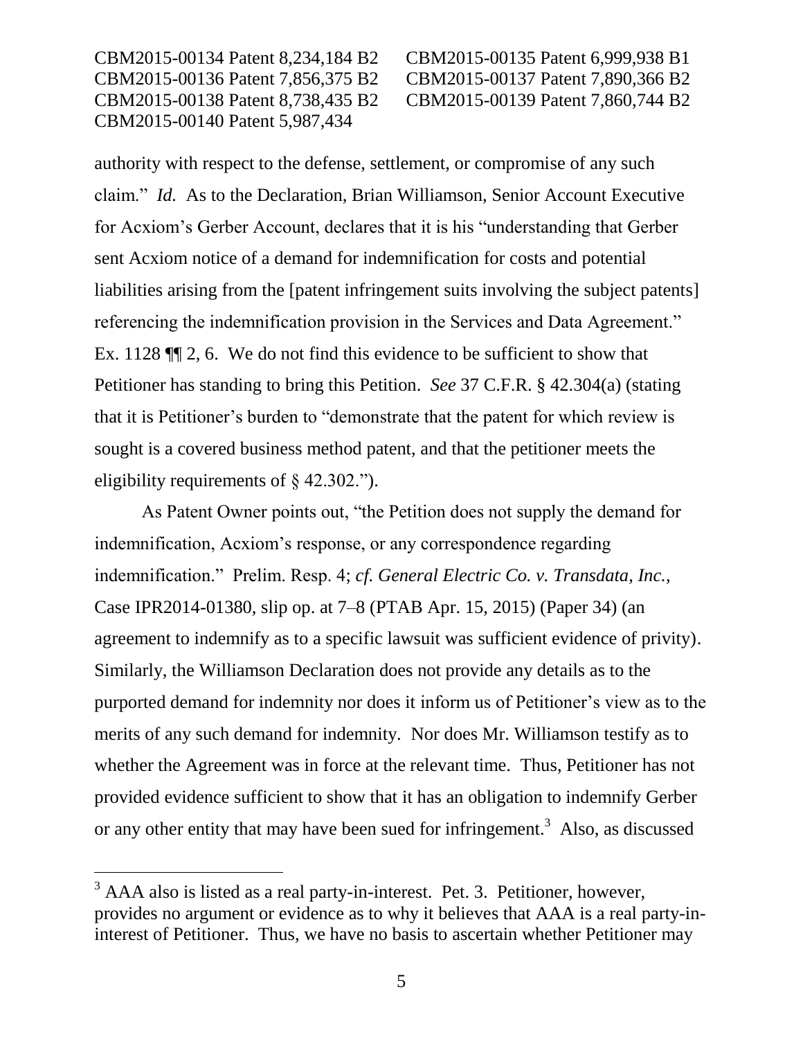authority with respect to the defense, settlement, or compromise of any such claim." *Id.* As to the Declaration, Brian Williamson, Senior Account Executive for Acxiom's Gerber Account, declares that it is his "understanding that Gerber sent Acxiom notice of a demand for indemnification for costs and potential liabilities arising from the [patent infringement suits involving the subject patents] referencing the indemnification provision in the Services and Data Agreement." Ex. 1128 ¶¶ 2, 6. We do not find this evidence to be sufficient to show that Petitioner has standing to bring this Petition. *See* 37 C.F.R. § 42.304(a) (stating that it is Petitioner's burden to "demonstrate that the patent for which review is sought is a covered business method patent, and that the petitioner meets the eligibility requirements of § 42.302.").

As Patent Owner points out, "the Petition does not supply the demand for indemnification, Acxiom's response, or any correspondence regarding indemnification." Prelim. Resp. 4; *cf. General Electric Co. v. Transdata, Inc.*, Case IPR2014-01380, slip op. at 7–8 (PTAB Apr. 15, 2015) (Paper 34) (an agreement to indemnify as to a specific lawsuit was sufficient evidence of privity). Similarly, the Williamson Declaration does not provide any details as to the purported demand for indemnity nor does it inform us of Petitioner's view as to the merits of any such demand for indemnity. Nor does Mr. Williamson testify as to whether the Agreement was in force at the relevant time. Thus, Petitioner has not provided evidence sufficient to show that it has an obligation to indemnify Gerber or any other entity that may have been sued for infringement.[3] Also, as discussed

[3] AAA also is listed as a real party-in-interest. Pet. 3. Petitioner, however, provides no argument or evidence as to why it believes that AAA is a real party-in-interest of Petitioner. Thus, we have no basis to ascertain whether Petitioner may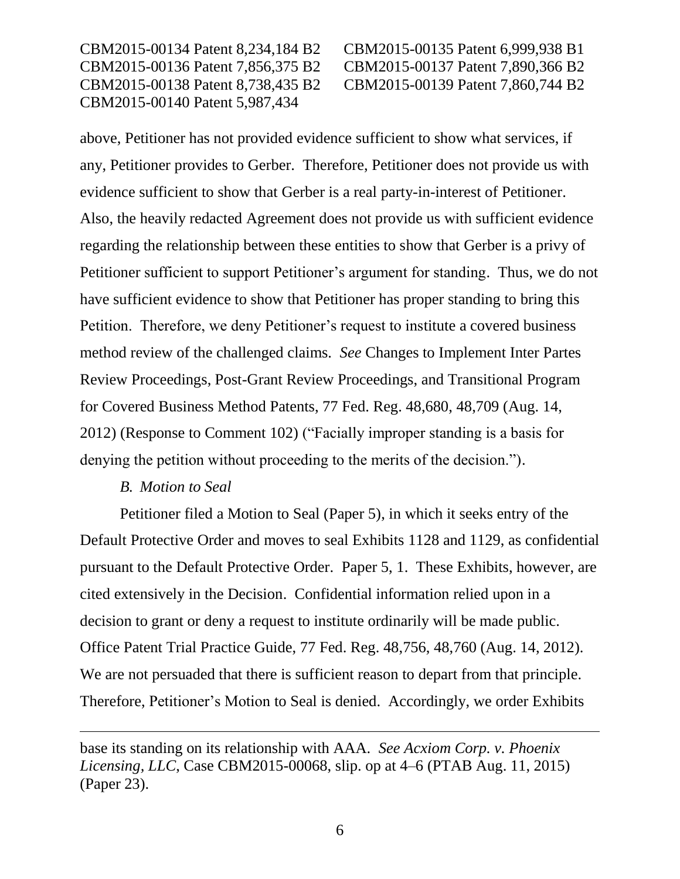above, Petitioner has not provided evidence sufficient to show what services, if any, Petitioner provides to Gerber. Therefore, Petitioner does not provide us with evidence sufficient to show that Gerber is a real party-in-interest of Petitioner. Also, the heavily redacted Agreement does not provide us with sufficient evidence regarding the relationship between these entities to show that Gerber is a privy of Petitioner sufficient to support Petitioner's argument for standing. Thus, we do not have sufficient evidence to show that Petitioner has proper standing to bring this Petition. Therefore, we deny Petitioner's request to institute a covered business method review of the challenged claims. *See* Changes to Implement Inter Partes Review Proceedings, Post-Grant Review Proceedings, and Transitional Program for Covered Business Method Patents, 77 Fed. Reg. 48,680, 48,709 (Aug. 14, 2012) (Response to Comment 102) ("Facially improper standing is a basis for denying the petition without proceeding to the merits of the decision.").

### *B. Motion to Seal*

Petitioner filed a Motion to Seal (Paper 5), in which it seeks entry of the Default Protective Order and moves to seal Exhibits 1128 and 1129, as confidential pursuant to the Default Protective Order. Paper 5, 1. These Exhibits, however, are cited extensively in the Decision. Confidential information relied upon in a decision to grant or deny a request to institute ordinarily will be made public. Office Patent Trial Practice Guide, 77 Fed. Reg. 48,756, 48,760 (Aug. 14, 2012). We are not persuaded that there is sufficient reason to depart from that principle. Therefore, Petitioner's Motion to Seal is denied. Accordingly, we order Exhibits

---

base its standing on its relationship with AAA. *See Acxiom Corp. v. Phoenix Licensing, LLC*, Case CBM2015-00068, slip. op at 4–6 (PTAB Aug. 11, 2015) (Paper 23).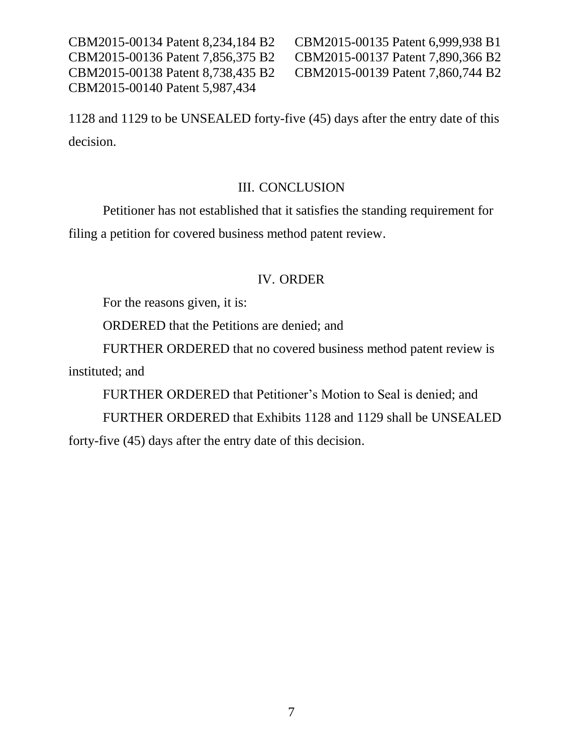1128 and 1129 to be UNSEALED forty-five (45) days after the entry date of this decision.

## III. CONCLUSION

Petitioner has not established that it satisfies the standing requirement for filing a petition for covered business method patent review.

## IV. ORDER

For the reasons given, it is:

ORDERED that the Petitions are denied; and

FURTHER ORDERED that no covered business method patent review is instituted; and

FURTHER ORDERED that Petitioner's Motion to Seal is denied; and

FURTHER ORDERED that Exhibits 1128 and 1129 shall be UNSEALED forty-five (45) days after the entry date of this decision.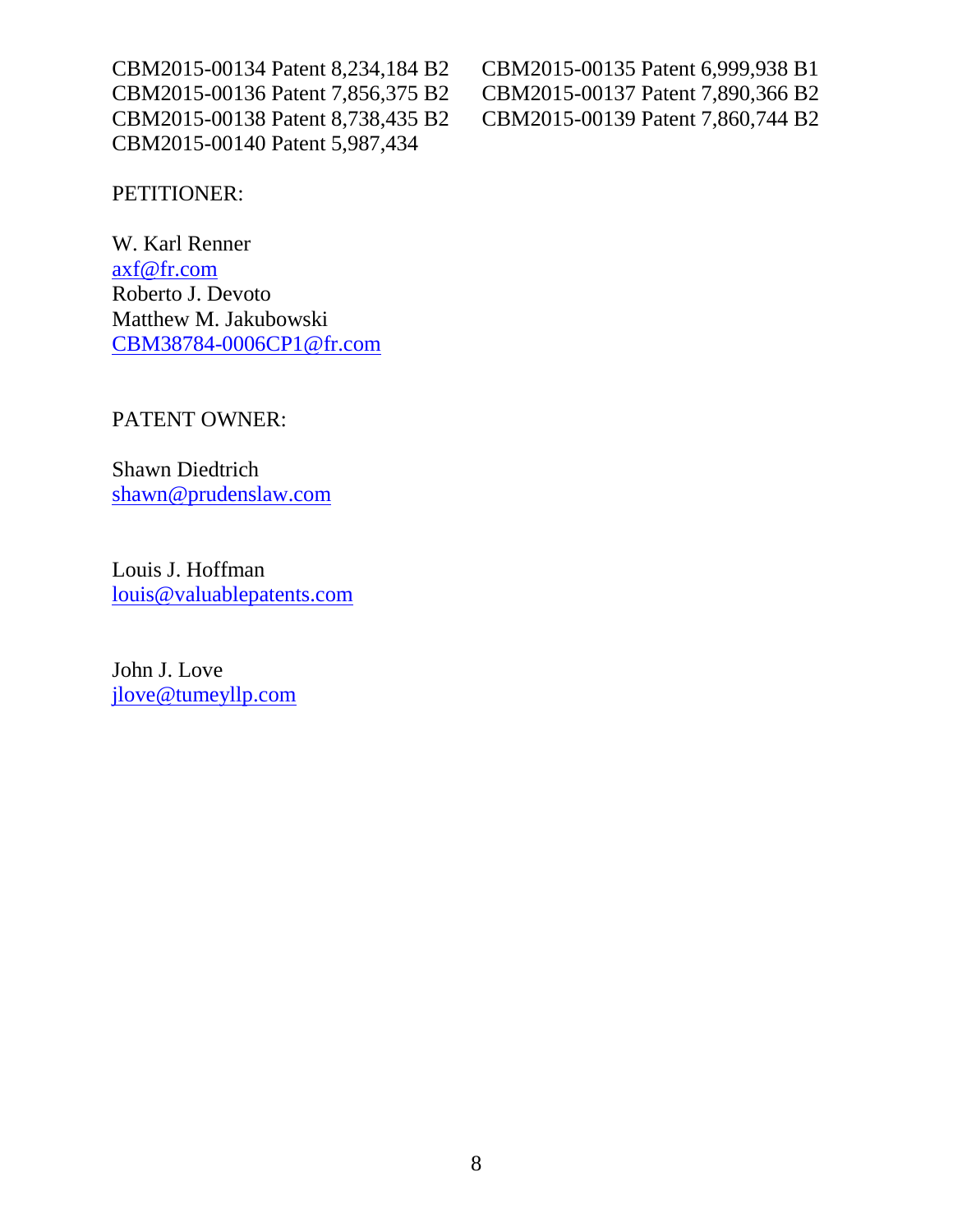CBM2015-00134 Patent 8,234,184 B2
CBM2015-00135 Patent 6,999,938 B1
CBM2015-00136 Patent 7,856,375 B2
CBM2015-00137 Patent 7,890,366 B2
CBM2015-00138 Patent 8,738,435 B2
CBM2015-00139 Patent 7,860,744 B2
CBM2015-00140 Patent 5,987,434

PETITIONER:

W. Karl Renner
axf@fr.com
Roberto J. Devoto
Matthew M. Jakubowski
CBM38784-0006CP1@fr.com

PATENT OWNER:

Shawn Diedtrich
shawn@prudenslaw.com

Louis J. Hoffman
louis@valuablepatents.com

John J. Love
jlove@tumeyllp.com